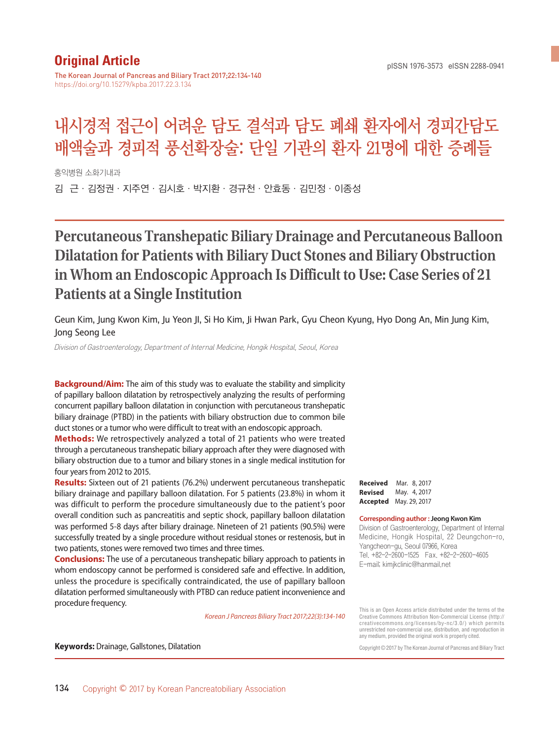**Original Article**

The Korean Journal of Pancreas and Biliary Tract 2017;22:134-140
https://doi.org/10.15279/kpba.2017.22.3.134

pISSN 1976-3573 eISSN 2288-0941

# 내시경적 접근이 어려운 담도 결석과 담도 폐쇄 환자에서 경피간담도 배액술과 경피적 풍선확장술: 단일 기관의 환자 21명에 대한 증례들

홍익병원 소화기내과

김 근 · 김정권 · 지주연 · 김시호 · 박지환 · 경규천 · 안효동 · 김민정 · 이종성

# Percutaneous Transhepatic Biliary Drainage and Percutaneous Balloon Dilatation for Patients with Biliary Duct Stones and Biliary Obstruction in Whom an Endoscopic Approach Is Difficult to Use: Case Series of 21 Patients at a Single Institution

Geun Kim, Jung Kwon Kim, Ju Yeon JI, Si Ho Kim, Ji Hwan Park, Gyu Cheon Kyung, Hyo Dong An, Min Jung Kim, Jong Seong Lee

*Division of Gastroenterology, Department of Internal Medicine, Hongik Hospital, Seoul, Korea*

**Background/Aim:** The aim of this study was to evaluate the stability and simplicity of papillary balloon dilatation by retrospectively analyzing the results of performing concurrent papillary balloon dilatation in conjunction with percutaneous transhepatic biliary drainage (PTBD) in the patients with biliary obstruction due to common bile duct stones or a tumor who were difficult to treat with an endoscopic approach.

**Methods:** We retrospectively analyzed a total of 21 patients who were treated through a percutaneous transhepatic biliary approach after they were diagnosed with biliary obstruction due to a tumor and biliary stones in a single medical institution for four years from 2012 to 2015.

**Results:** Sixteen out of 21 patients (76.2%) underwent percutaneous transhepatic biliary drainage and papillary balloon dilatation. For 5 patients (23.8%) in whom it was difficult to perform the procedure simultaneously due to the patient's poor overall condition such as pancreatitis and septic shock, papillary balloon dilatation was performed 5-8 days after biliary drainage. Nineteen of 21 patients (90.5%) were successfully treated by a single procedure without residual stones or restenosis, but in two patients, stones were removed two times and three times.

**Conclusions:** The use of a percutaneous transhepatic biliary approach to patients in whom endoscopy cannot be performed is considered safe and effective. In addition, unless the procedure is specifically contraindicated, the use of papillary balloon dilatation performed simultaneously with PTBD can reduce patient inconvenience and procedure frequency.

*Korean J Pancreas Biliary Tract 2017;22(3):134-140*

**Keywords:** Drainage, Gallstones, Dilatation

**Received** Mar. 8, 2017
**Revised** May. 4, 2017
**Accepted** May. 29, 2017

**Corresponding author :** Jeong Kwon Kim
Division of Gastroenterology, Department of Internal Medicine, Hongik Hospital, 22 Deungchon-ro, Yangcheon-gu, Seoul 07966, Korea
Tel. +82-2-2600-1525 Fax. +82-2-2600-4605
E-mail; kimjkclinic@hanmail.net

This is an Open Access article distributed under the terms of the Creative Commons Attribution Non-Commercial License (http://creativecommons.org/licenses/by-nc/3.0/) which permits unrestricted non-commercial use, distribution, and reproduction in any medium, provided the original work is properly cited.

Copyright © 2017 by The Korean Journal of Pancreas and Biliary Tract

Copyright © 2017 by Korean Pancreatobiliary Association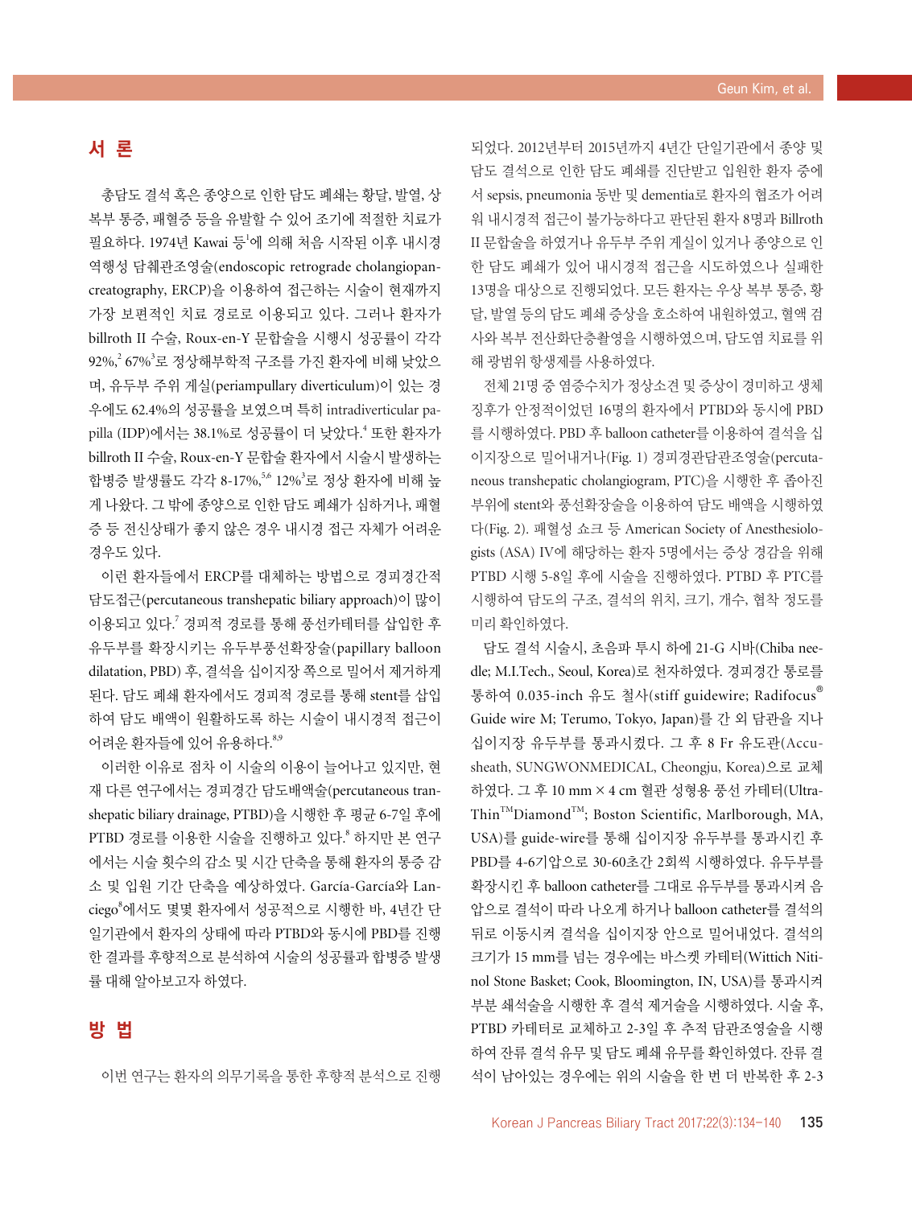## 서 론

총담도 결석 혹은 종양으로 인한 담도 폐쇄는 황달, 발열, 상복부 통증, 패혈증 등을 유발할 수 있어 조기에 적절한 치료가 필요하다. 1974년 Kawai 등[1]에 의해 처음 시작된 이후 내시경 역행성 담췌관조영술(endoscopic retrograde cholangiopancreatography, ERCP)을 이용하여 접근하는 시술이 현재까지 가장 보편적인 치료 경로로 이용되고 있다. 그러나 환자가 billroth II 수술, Roux-en-Y 문합술을 시행시 성공률이 각각 92%,[2] 67%[3]로 정상해부학적 구조를 가진 환자에 비해 낮았으며, 유두부 주위 게실(periampullary diverticulum)이 있는 경우에도 62.4%의 성공률을 보였으며 특히 intradiverticular papilla (IDP)에서는 38.1%로 성공률이 더 낮았다.[4] 또한 환자가 billroth II 수술, Roux-en-Y 문합술 환자에서 시술시 발생하는 합병증 발생률도 각각 8-17%,[5,6] 12%[3]로 정상 환자에 비해 높게 나왔다. 그 밖에 종양으로 인한 담도 폐쇄가 심하거나, 패혈증 등 전신상태가 좋지 않은 경우 내시경 접근 자체가 어려운 경우도 있다.

이런 환자들에서 ERCP를 대체하는 방법으로 경피경간적 담도접근(percutaneous transhepatic biliary approach)이 많이 이용되고 있다.[7] 경피적 경로를 통해 풍선카테터를 삽입한 후 유두부를 확장시키는 유두부풍선확장술(papillary balloon dilatation, PBD) 후, 결석을 십이지장 쪽으로 밀어서 제거하게 된다. 담도 폐쇄 환자에서도 경피적 경로를 통해 stent를 삽입하여 담도 배액이 원활하도록 하는 시술이 내시경적 접근이 어려운 환자들에 있어 유용하다.[8,9]

이러한 이유로 점차 이 시술의 이용이 늘어나고 있지만, 현재 다른 연구에서는 경피경간 담도배액술(percutaneous transhepatic biliary drainage, PTBD)을 시행한 후 평균 6-7일 후에 PTBD 경로를 이용한 시술을 진행하고 있다.[8] 하지만 본 연구에서는 시술 횟수의 감소 및 시간 단축을 통해 환자의 통증 감소 및 입원 기간 단축을 예상하였다. García-García와 Lanciego[8]에서도 몇몇 환자에서 성공적으로 시행한 바, 4년간 단일기관에서 환자의 상태에 따라 PTBD와 동시에 PBD를 진행한 결과를 후향적으로 분석하여 시술의 성공률과 합병증 발생률 대해 알아보고자 하였다.

## 방 법

이번 연구는 환자의 의무기록을 통한 후향적 분석으로 진행되었다. 2012년부터 2015년까지 4년간 단일기관에서 종양 및 담도 결석으로 인한 담도 폐쇄를 진단받고 입원한 환자 중에서 sepsis, pneumonia 동반 및 dementia로 환자의 협조가 어려워 내시경적 접근이 불가능하다고 판단된 환자 8명과 Billroth II 문합술을 하였거나 유두부 주위 게실이 있거나 종양으로 인한 담도 폐쇄가 있어 내시경적 접근을 시도하였으나 실패한 13명을 대상으로 진행되었다. 모든 환자는 우상 복부 통증, 황달, 발열 등의 담도 폐쇄 증상을 호소하여 내원하였고, 혈액 검사와 복부 전산화단층촬영을 시행하였으며, 담도염 치료를 위해 광범위 항생제를 사용하였다.

전체 21명 중 염증수치가 정상소견 및 증상이 경미하고 생체 징후가 안정적이었던 16명의 환자에서 PTBD와 동시에 PBD를 시행하였다. PBD 후 balloon catheter를 이용하여 결석을 십이지장으로 밀어내거나(Fig. 1) 경피경관담관조영술(percutaneous transhepatic cholangiogram, PTC)을 시행한 후 좁아진 부위에 stent와 풍선확장술을 이용하여 담도 배액을 시행하였다(Fig. 2). 패혈성 쇼크 등 American Society of Anesthesiologists (ASA) IV에 해당하는 환자 5명에서는 증상 경감을 위해 PTBD 시행 5-8일 후에 시술을 진행하였다. PTBD 후 PTC를 시행하여 담도의 구조, 결석의 위치, 크기, 개수, 협착 정도를 미리 확인하였다.

담도 결석 시술시, 초음파 투시 하에 21-G 시바(Chiba needle; M.I.Tech., Seoul, Korea)로 천자하였다. 경피경간 통로를 통하여 0.035-inch 유도 철사(stiff guidewire; Radifocus® Guide wire M; Terumo, Tokyo, Japan)를 간 외 담관을 지나 십이지장 유두부를 통과시켰다. 그 후 8 Fr 유도관(Accusheath, SUNGWONMEDICAL, Cheongju, Korea)으로 교체하였다. 그 후 10 mm × 4 cm 혈관 성형용 풍선 카테터(UltraThin™Diamond™; Boston Scientific, Marlborough, MA, USA)를 guide-wire를 통해 십이지장 유두부를 통과시킨 후 PBD를 4-6기압으로 30-60초간 2회씩 시행하였다. 유두부를 확장시킨 후 balloon catheter를 그대로 유두부를 통과시켜 음압으로 결석이 따라 나오게 하거나 balloon catheter를 결석의 뒤로 이동시켜 결석을 십이지장 안으로 밀어내었다. 결석의 크기가 15 mm를 넘는 경우에는 바스켓 카테터(Wittich Nitinol Stone Basket; Cook, Bloomington, IN, USA)를 통과시켜 부분 쇄석술을 시행한 후 결석 제거술을 시행하였다. 시술 후, PTBD 카테터로 교체하고 2-3일 후 추적 담관조영술을 시행하여 잔류 결석 유무 및 담도 폐쇄 유무를 확인하였다. 잔류 결석이 남아있는 경우에는 위의 시술을 한 번 더 반복한 후 2-3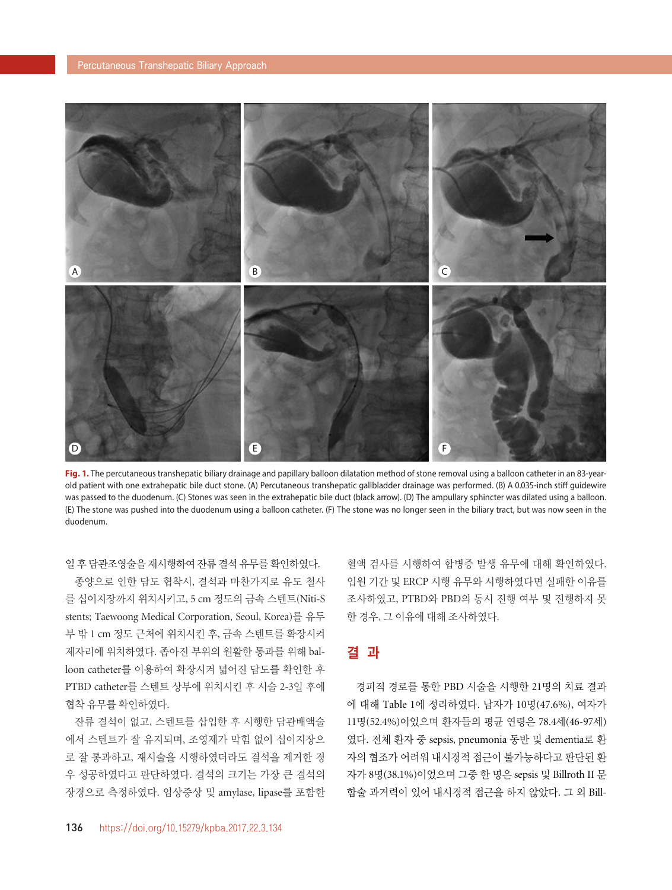Fig. 1. The percutaneous transhepatic biliary drainage and papillary balloon dilatation method of stone removal using a balloon catheter in an 83-year-old patient with one extrahepatic bile duct stone. (A) Percutaneous transhepatic gallbladder drainage was performed. (B) A 0.035-inch stiff guidewire was passed to the duodenum. (C) Stones was seen in the extrahepatic bile duct (black arrow). (D) The ampullary sphincter was dilated using a balloon. (E) The stone was pushed into the duodenum using a balloon catheter. (F) The stone was no longer seen in the biliary tract, but was now seen in the duodenum.

일 후 담관조영술을 재시행하여 잔류 결석 유무를 확인하였다.

종양으로 인한 담도 협착시, 결석과 마찬가지로 유도 철사를 십이지장까지 위치시키고, 5 cm 정도의 금속 스텐트(Niti-S stents; Taewoong Medical Corporation, Seoul, Korea)를 유두부 밖 1 cm 정도 근처에 위치시킨 후, 금속 스텐트를 확장시켜 제자리에 위치하였다. 좁아진 부위의 원활한 통과를 위해 balloon catheter를 이용하여 확장시켜 넓어진 담도를 확인한 후 PTBD catheter를 스텐트 상부에 위치시킨 후 시술 2-3일 후에 협착 유무를 확인하였다.

잔류 결석이 없고, 스텐트를 삽입한 후 시행한 담관배액술에서 스텐트가 잘 유지되며, 조영제가 막힘 없이 십이지장으로 잘 통과하고, 재시술을 시행하였더라도 결석을 제거한 경우 성공하였다고 판단하였다. 결석의 크기는 가장 큰 결석의 장경으로 측정하였다. 임상증상 및 amylase, lipase를 포함한 혈액 검사를 시행하여 합병증 발생 유무에 대해 확인하였다. 입원 기간 및 ERCP 시행 유무와 시행하였다면 실패한 이유를 조사하였고, PTBD와 PBD의 동시 진행 여부 및 진행하지 못한 경우, 그 이유에 대해 조사하였다.

## 결 과

경피적 경로를 통한 PBD 시술을 시행한 21명의 치료 결과에 대해 Table 1에 정리하였다. 남자가 10명(47.6%), 여자가 11명(52.4%)이었으며 환자들의 평균 연령은 78.4세(46-97세)였다. 전체 환자 중 sepsis, pneumonia 동반 및 dementia로 환자의 협조가 어려워 내시경적 접근이 불가능하다고 판단된 환자가 8명(38.1%)이었으며 그중 한 명은 sepsis 및 Billroth II 문합술 과거력이 있어 내시경적 접근을 하지 않았다. 그 외 Bill-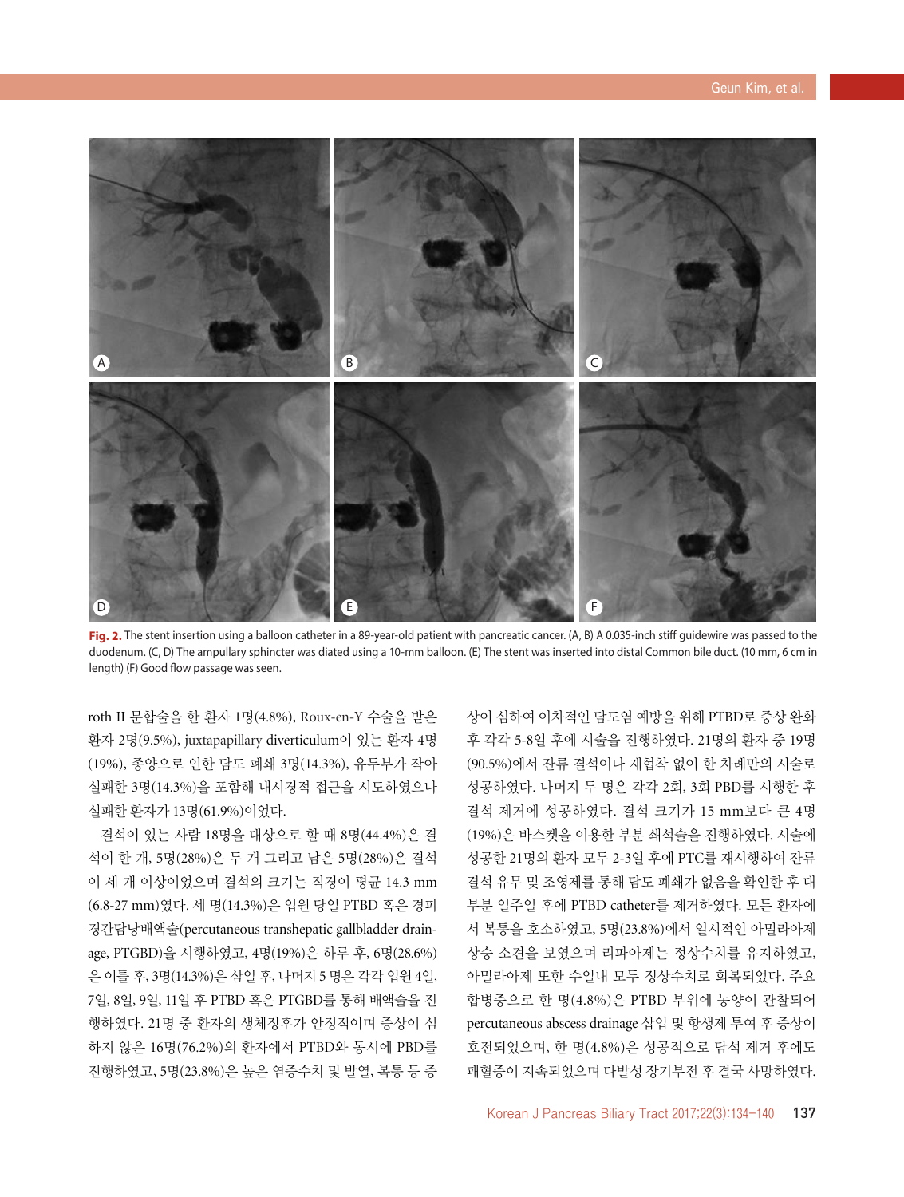**Fig. 2.** The stent insertion using a balloon catheter in a 89-year-old patient with pancreatic cancer. (A, B) A 0.035-inch stiff guidewire was passed to the duodenum. (C, D) The ampullary sphincter was diated using a 10-mm balloon. (E) The stent was inserted into distal Common bile duct. (10 mm, 6 cm in length) (F) Good flow passage was seen.

roth II 문합술을 한 환자 1명(4.8%), Roux-en-Y 수술을 받은 환자 2명(9.5%), juxtapapillary diverticulum이 있는 환자 4명(19%), 종양으로 인한 담도 폐쇄 3명(14.3%), 유두부가 작아 실패한 3명(14.3%)을 포함해 내시경적 접근을 시도하였으나 실패한 환자가 13명(61.9%)이었다.

결석이 있는 사람 18명을 대상으로 할 때 8명(44.4%)은 결석이 한 개, 5명(28%)은 두 개 그리고 남은 5명(28%)은 결석이 세 개 이상이었으며 결석의 크기는 직경이 평균 14.3 mm (6.8-27 mm)였다. 세 명(14.3%)은 입원 당일 PTBD 혹은 경피경간담낭배액술(percutaneous transhepatic gallbladder drainage, PTGBD)을 시행하였고, 4명(19%)은 하루 후, 6명(28.6%)은 이틀 후, 3명(14.3%)은 삼일 후, 나머지 5 명은 각각 입원 4일, 7일, 8일, 9일, 11일 후 PTBD 혹은 PTGBD를 통해 배액술을 진행하였다. 21명 중 환자의 생체징후가 안정적이며 증상이 심하지 않은 16명(76.2%)의 환자에서 PTBD와 동시에 PBD를 진행하였고, 5명(23.8%)은 높은 염증수치 및 발열, 복통 등 증상이 심하여 이차적인 담도염 예방을 위해 PTBD로 증상 완화 후 각각 5-8일 후에 시술을 진행하였다. 21명의 환자 중 19명(90.5%)에서 잔류 결석이나 재협착 없이 한 차례만의 시술로 성공하였다. 나머지 두 명은 각각 2회, 3회 PBD를 시행한 후 결석 제거에 성공하였다. 결석 크기가 15 mm보다 큰 4명(19%)은 바스켓을 이용한 부분 쇄석술을 진행하였다. 시술에 성공한 21명의 환자 모두 2-3일 후에 PTC를 재시행하여 잔류 결석 유무 및 조영제를 통해 담도 폐쇄가 없음을 확인한 후 대부분 일주일 후에 PTBD catheter를 제거하였다. 모든 환자에서 복통을 호소하였고, 5명(23.8%)에서 일시적인 아밀라아제 상승 소견을 보였으며 리파아제는 정상수치를 유지하였고, 아밀라아제 또한 수일내 모두 정상수치로 회복되었다. 주요 합병증으로 한 명(4.8%)은 PTBD 부위에 농양이 관찰되어 percutaneous abscess drainage 삽입 및 항생제 투여 후 증상이 호전되었으며, 한 명(4.8%)은 성공적으로 담석 제거 후에도 패혈증이 지속되었으며 다발성 장기부전 후 결국 사망하였다.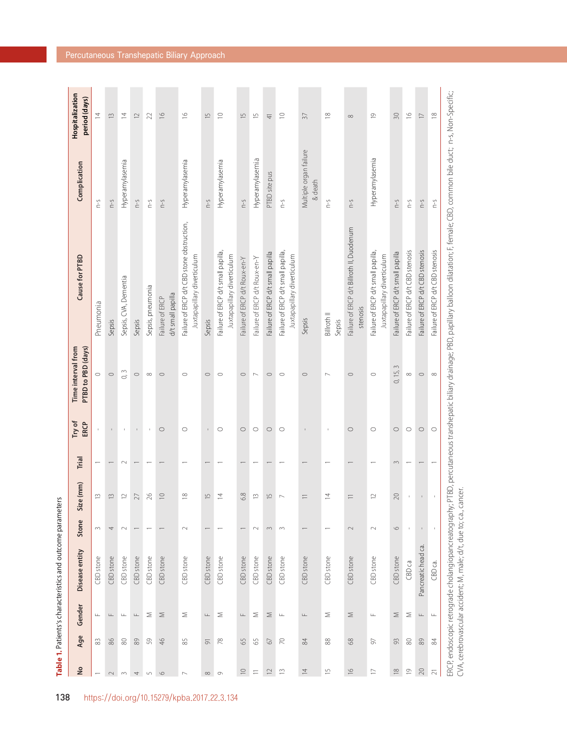**Table 1.** Patients's characteristics and outcome parameters

| No | Age | Gender | Disease entity | Stone | Size (mm) | Trial | Try of ERCP | Time interval from PTBD to PBD (days) | Cause for PTBD | Complication | Hospitalization period (days) |
|---|---|---|---|---|---|---|---|---|---|---|---|
| 1 | 83 | F | CBD stone | 3 | 13 | 1 | - | 0 | Pneumonia | n-s | 14 |
| 2 | 86 | F | CBD stone | 4 | 13 | 1 | - | 0 | Sepsis | n-s | 13 |
| 3 | 80 | F | CBD stone | 2 | 12 | 2 | - | 0, 3 | Sepsis, CVA, Dementia | Hyperamylasemia | 14 |
| 4 | 89 | F | CBD stone | 1 | 27 | 1 | - | 0 | Sepsis | n-s | 12 |
| 5 | 59 | M | CBD stone | 1 | 26 | 1 | - | 8 | Sepsis, pneumonia | n-s | 22 |
| 6 | 46 | M | CBD stone | 1 | 10 | 1 | O | 0 | Failure of ERCP d/t small papilla | n-s | 16 |
| 7 | 85 | M | CBD stone | 2 | 18 | 1 | O | 0 | Failure of ERCP d/t CBD stone obstruction, Juxtapapillary diverticulum | Hyperamylasemia | 16 |
| 8 | 91 | F | CBD stone | 1 | 15 | 1 | - | 0 | Sepsis | n-s | 15 |
| 9 | 78 | M | CBD stone | 1 | 14 | 1 | O | 0 | Failure of ERCP d/t small papilla, Juxtapapillary diverticulum | Hyperamylasemia | 10 |
| 10 | 65 | F | CBD stone | 1 | 6.8 | 1 | O | 0 | Failure of ERCP d/t Roux-en-Y | n-s | 15 |
| 11 | 65 | M | CBD stone | 2 | 13 | 1 | O | 7 | Failure of ERCP d/t Roux-en-Y | Hyperamylasemia | 15 |
| 12 | 67 | M | CBD stone | 3 | 15 | 1 | O | 0 | Failure of ERCP d/t small papilla | PTBD site pus | 41 |
| 13 | 70 | F | CBD stone | 3 | 7 | 1 | O | 0 | Failure of ERCP d/t small papilla, Juxtapapillary diverticulum | n-s | 10 |
| 14 | 84 | F | CBD stone | 1 | 11 | 1 | - | 0 | Sepsis | Multiple organ failure & death | 37 |
| 15 | 88 | M | CBD stone | 1 | 14 | 1 | - | 7 | Billroth II Sepsis | n-s | 18 |
| 16 | 68 | M | CBD stone | 2 | 11 | 1 | O | 0 | Failure of ERCP d/t Billroth II, Duodenum stenosis | n-s | 8 |
| 17 | 97 | F | CBD stone | 2 | 12 | 1 | O | 0 | Failure of ERCP d/t small papilla, Juxtapapillary diverticulum | Hyperamylasemia | 19 |
| 18 | 93 | M | CBD stone | 6 | 20 | 3 | O | 0, 15, 3 | Failure of ERCP d/t small papilla | n-s | 30 |
| 19 | 80 | M | CBD ca | - | - | 1 | O | 8 | Failure of ERCP d/t CBD stenosis | n-s | 16 |
| 20 | 89 | F | Pancreatic head ca. | - | - | 1 | O | 0 | Failure of ERCP d/t CBD stenosis | n-s | 17 |
| 21 | 84 | F | CBD ca. | - | - | 1 | O | 8 | Failure of ERCP d/t CBD stenosis | n-s | 18 |

ERCP, endoscopic retrograde cholangiopancreatography; PTBD, percutaneous transhepatic biliary drainage; PBD, papillary balloon dilatation; F, female; CBD, common bile duct; n-s, Non-Specific; CVA, cerebrovascular accident; M, male; d/t, due to; ca., cancer.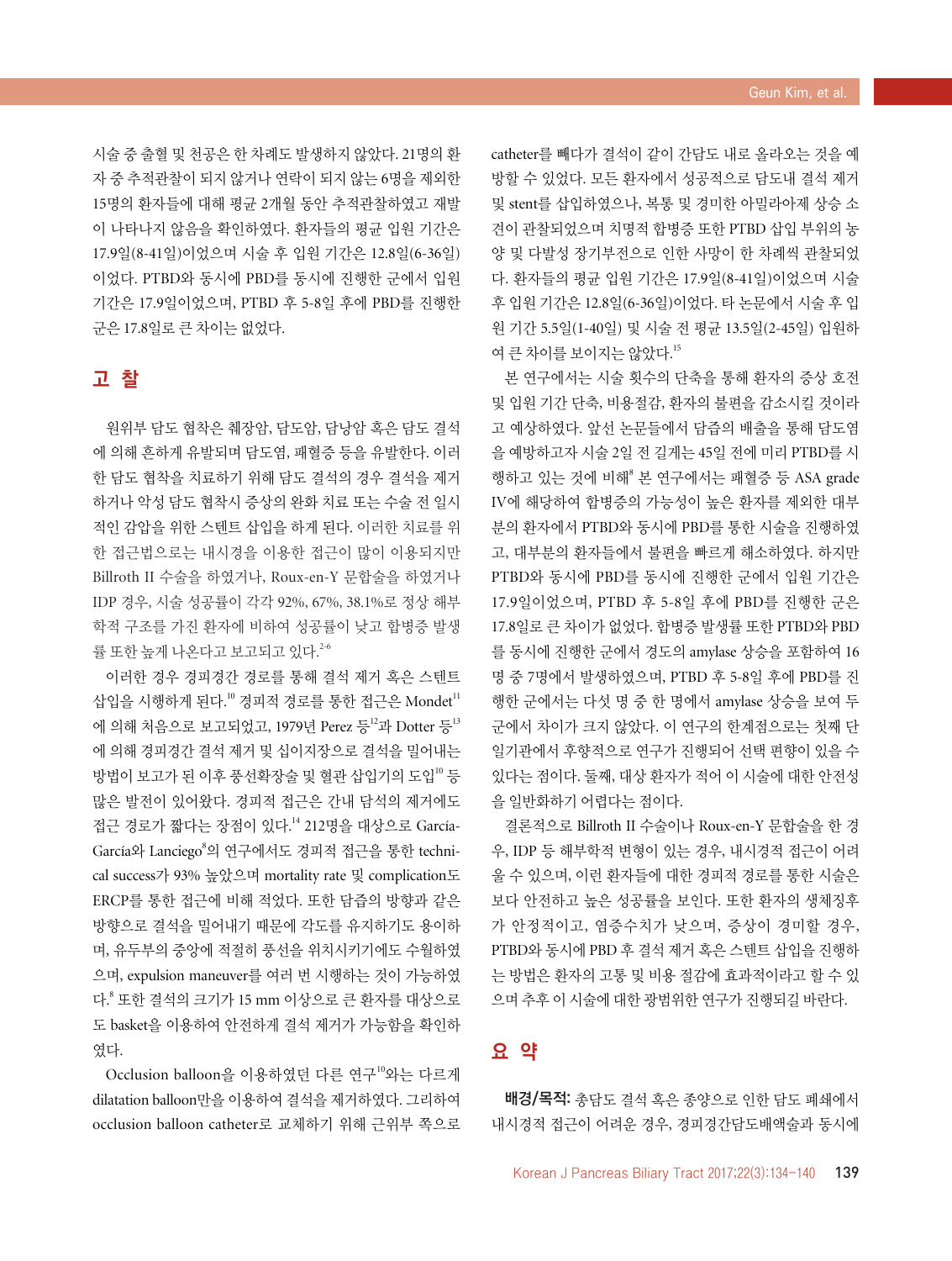시술 중 출혈 및 천공은 한 차례도 발생하지 않았다. 21명의 환자 중 추적관찰이 되지 않거나 연락이 되지 않는 6명을 제외한 15명의 환자들에 대해 평균 2개월 동안 추적관찰하였고 재발이 나타나지 않음을 확인하였다. 환자들의 평균 입원 기간은 17.9일(8-41일)이었으며 시술 후 입원 기간은 12.8일(6-36일)이었다. PTBD와 동시에 PBD를 동시에 진행한 군에서 입원 기간은 17.9일이었으며, PTBD 후 5-8일 후에 PBD를 진행한 군은 17.8일로 큰 차이는 없었다.

## 고 찰

원위부 담도 협착은 췌장암, 담도암, 담낭암 혹은 담도 결석에 의해 흔하게 유발되며 담도염, 패혈증 등을 유발한다. 이러한 담도 협착을 치료하기 위해 담도 결석의 경우 결석을 제거하거나 악성 담도 협착시 증상의 완화 치료 또는 수술 전 일시적인 감압을 위한 스텐트 삽입을 하게 된다. 이러한 치료를 위한 접근법으로는 내시경을 이용한 접근이 많이 이용되지만 Billroth II 수술을 하였거나, Roux-en-Y 문합술을 하였거나 IDP 경우, 시술 성공률이 각각 92%, 67%, 38.1%로 정상 해부학적 구조를 가진 환자에 비하여 성공률이 낮고 합병증 발생률 또한 높게 나온다고 보고되고 있다.[2-6]

이러한 경우 경피경간 경로를 통해 결석 제거 혹은 스텐트 삽입을 시행하게 된다.[10] 경피적 경로를 통한 접근은 Mondet[11]에 의해 처음으로 보고되었고, 1979년 Perez 등[12]과 Dotter 등[13]에 의해 경피경간 결석 제거 및 십이지장으로 결석을 밀어내는 방법이 보고가 된 이후 풍선확장술 및 혈관 삽입기의 도입[10] 등 많은 발전이 있어왔다. 경피적 접근은 간내 담석의 제거에도 접근 경로가 짧다는 장점이 있다.[14] 212명을 대상으로 García-García와 Lanciego[8]의 연구에서도 경피적 접근을 통한 technical success가 93% 높았으며 mortality rate 및 complication도 ERCP를 통한 접근에 비해 적었다. 또한 담즙의 방향과 같은 방향으로 결석을 밀어내기 때문에 각도를 유지하기도 용이하며, 유두부의 중앙에 적절히 풍선을 위치시키기에도 수월하였으며, expulsion maneuver를 여러 번 시행하는 것이 가능하였다.[8] 또한 결석의 크기가 15 mm 이상으로 큰 환자를 대상으로도 basket을 이용하여 안전하게 결석 제거가 가능함을 확인하였다.

Occlusion balloon을 이용하였던 다른 연구[10]와는 다르게 dilatation balloon만을 이용하여 결석을 제거하였다. 그리하여 occlusion balloon catheter로 교체하기 위해 근위부 쪽으로 catheter를 빼다가 결석이 같이 간담도 내로 올라오는 것을 예방할 수 있었다. 모든 환자에서 성공적으로 담도내 결석 제거 및 stent를 삽입하였으나, 복통 및 경미한 아밀라아제 상승 소견이 관찰되었으며 치명적 합병증 또한 PTBD 삽입 부위의 농양 및 다발성 장기부전으로 인한 사망이 한 차례씩 관찰되었다. 환자들의 평균 입원 기간은 17.9일(8-41일)이었으며 시술 후 입원 기간은 12.8일(6-36일)이었다. 타 논문에서 시술 후 입원 기간 5.5일(1-40일) 및 시술 전 평균 13.5일(2-45일) 입원하여 큰 차이를 보이지는 않았다.[15]

본 연구에서는 시술 횟수의 단축을 통해 환자의 증상 호전 및 입원 기간 단축, 비용절감, 환자의 불편을 감소시킬 것이라고 예상하였다. 앞선 논문들에서 담즙의 배출을 통해 담도염을 예방하고자 시술 2일 전 길게는 45일 전에 미리 PTBD를 시행하고 있는 것에 비해[8] 본 연구에서는 패혈증 등 ASA grade IV에 해당하여 합병증의 가능성이 높은 환자를 제외한 대부분의 환자에서 PTBD와 동시에 PBD를 통한 시술을 진행하였고, 대부분의 환자들에서 불편을 빠르게 해소하였다. 하지만 PTBD와 동시에 PBD를 동시에 진행한 군에서 입원 기간은 17.9일이었으며, PTBD 후 5-8일 후에 PBD를 진행한 군은 17.8일로 큰 차이가 없었다. 합병증 발생률 또한 PTBD와 PBD를 동시에 진행한 군에서 경도의 amylase 상승을 포함하여 16명 중 7명에서 발생하였으며, PTBD 후 5-8일 후에 PBD를 진행한 군에서는 다섯 명 중 한 명에서 amylase 상승을 보여 두 군에서 차이가 크지 않았다. 이 연구의 한계점으로는 첫째 단일기관에서 후향적으로 연구가 진행되어 선택 편향이 있을 수 있다는 점이다. 둘째, 대상 환자가 적어 이 시술에 대한 안전성을 일반화하기 어렵다는 점이다.

결론적으로 Billroth II 수술이나 Roux-en-Y 문합술을 한 경우, IDP 등 해부학적 변형이 있는 경우, 내시경적 접근이 어려울 수 있으며, 이런 환자들에 대한 경피적 경로를 통한 시술은 보다 안전하고 높은 성공률을 보인다. 또한 환자의 생체징후가 안정적이고, 염증수치가 낮으며, 증상이 경미할 경우, PTBD와 동시에 PBD 후 결석 제거 혹은 스텐트 삽입을 진행하는 방법은 환자의 고통 및 비용 절감에 효과적이라고 할 수 있으며 추후 이 시술에 대한 광범위한 연구가 진행되길 바란다.

## 요 약

**배경/목적:** 총담도 결석 혹은 종양으로 인한 담도 폐쇄에서 내시경적 접근이 어려운 경우, 경피경간담도배액술과 동시에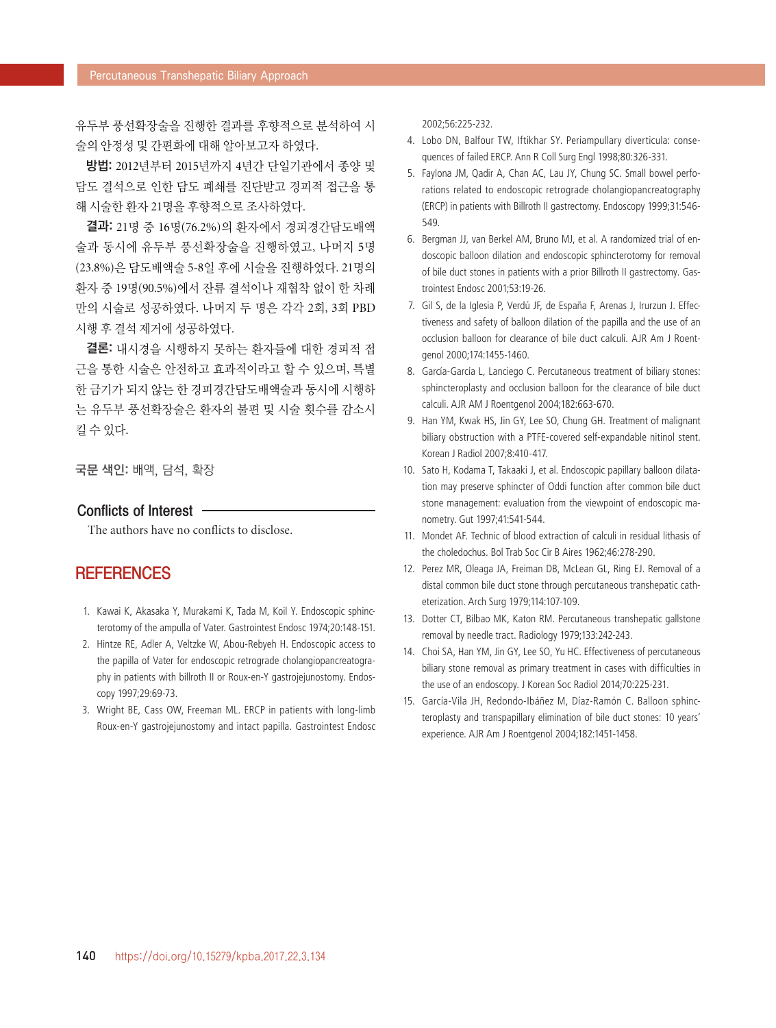유두부 풍선확장술을 진행한 결과를 후향적으로 분석하여 시술의 안정성 및 간편화에 대해 알아보고자 하였다.

**방법:** 2012년부터 2015년까지 4년간 단일기관에서 종양 및 담도 결석으로 인한 담도 폐쇄를 진단받고 경피적 접근을 통해 시술한 환자 21명을 후향적으로 조사하였다.

**결과:** 21명 중 16명(76.2%)의 환자에서 경피경간담도배액술과 동시에 유두부 풍선확장술을 진행하였고, 나머지 5명(23.8%)은 담도배액술 5-8일 후에 시술을 진행하였다. 21명의 환자 중 19명(90.5%)에서 잔류 결석이나 재협착 없이 한 차례만의 시술로 성공하였다. 나머지 두 명은 각각 2회, 3회 PBD 시행 후 결석 제거에 성공하였다.

**결론:** 내시경을 시행하지 못하는 환자들에 대한 경피적 접근을 통한 시술은 안전하고 효과적이라고 할 수 있으며, 특별한 금기가 되지 않는 한 경피경간담도배액술과 동시에 시행하는 유두부 풍선확장술은 환자의 불편 및 시술 횟수를 감소시킬 수 있다.

**국문 색인:** 배액, 담석, 확장

## Conflicts of Interest

The authors have no conflicts to disclose.

## REFERENCES

1. Kawai K, Akasaka Y, Murakami K, Tada M, Koil Y. Endoscopic sphincterotomy of the ampulla of Vater. Gastrointest Endosc 1974;20:148-151.
2. Hintze RE, Adler A, Veltzke W, Abou-Rebyeh H. Endoscopic access to the papilla of Vater for endoscopic retrograde cholangiopancreatography in patients with billroth II or Roux-en-Y gastrojejunostomy. Endoscopy 1997;29:69-73.
3. Wright BE, Cass OW, Freeman ML. ERCP in patients with long-limb Roux-en-Y gastrojejunostomy and intact papilla. Gastrointest Endosc 2002;56:225-232.
4. Lobo DN, Balfour TW, Iftikhar SY. Periampullary diverticula: consequences of failed ERCP. Ann R Coll Surg Engl 1998;80:326-331.
5. Faylona JM, Qadir A, Chan AC, Lau JY, Chung SC. Small bowel perforations related to endoscopic retrograde cholangiopancreatography (ERCP) in patients with Billroth II gastrectomy. Endoscopy 1999;31:546-549.
6. Bergman JJ, van Berkel AM, Bruno MJ, et al. A randomized trial of endoscopic balloon dilation and endoscopic sphincterotomy for removal of bile duct stones in patients with a prior Billroth II gastrectomy. Gastrointest Endosc 2001;53:19-26.
7. Gil S, de la Iglesia P, Verdú JF, de España F, Arenas J, Irurzun J. Effectiveness and safety of balloon dilation of the papilla and the use of an occlusion balloon for clearance of bile duct calculi. AJR Am J Roentgenol 2000;174:1455-1460.
8. García-García L, Lanciego C. Percutaneous treatment of biliary stones: sphincteroplasty and occlusion balloon for the clearance of bile duct calculi. AJR AM J Roentgenol 2004;182:663-670.
9. Han YM, Kwak HS, Jin GY, Lee SO, Chung GH. Treatment of malignant biliary obstruction with a PTFE-covered self-expandable nitinol stent. Korean J Radiol 2007;8:410-417.
10. Sato H, Kodama T, Takaaki J, et al. Endoscopic papillary balloon dilatation may preserve sphincter of Oddi function after common bile duct stone management: evaluation from the viewpoint of endoscopic manometry. Gut 1997;41:541-544.
11. Mondet AF. Technic of blood extraction of calculi in residual lithasis of the choledochus. Bol Trab Soc Cir B Aires 1962;46:278-290.
12. Perez MR, Oleaga JA, Freiman DB, McLean GL, Ring EJ. Removal of a distal common bile duct stone through percutaneous transhepatic catheterization. Arch Surg 1979;114:107-109.
13. Dotter CT, Bilbao MK, Katon RM. Percutaneous transhepatic gallstone removal by needle tract. Radiology 1979;133:242-243.
14. Choi SA, Han YM, Jin GY, Lee SO, Yu HC. Effectiveness of percutaneous biliary stone removal as primary treatment in cases with difficulties in the use of an endoscopy. J Korean Soc Radiol 2014;70:225-231.
15. García-Vila JH, Redondo-Ibáñez M, Díaz-Ramón C. Balloon sphincteroplasty and transpapillary elimination of bile duct stones: 10 years' experience. AJR Am J Roentgenol 2004;182:1451-1458.